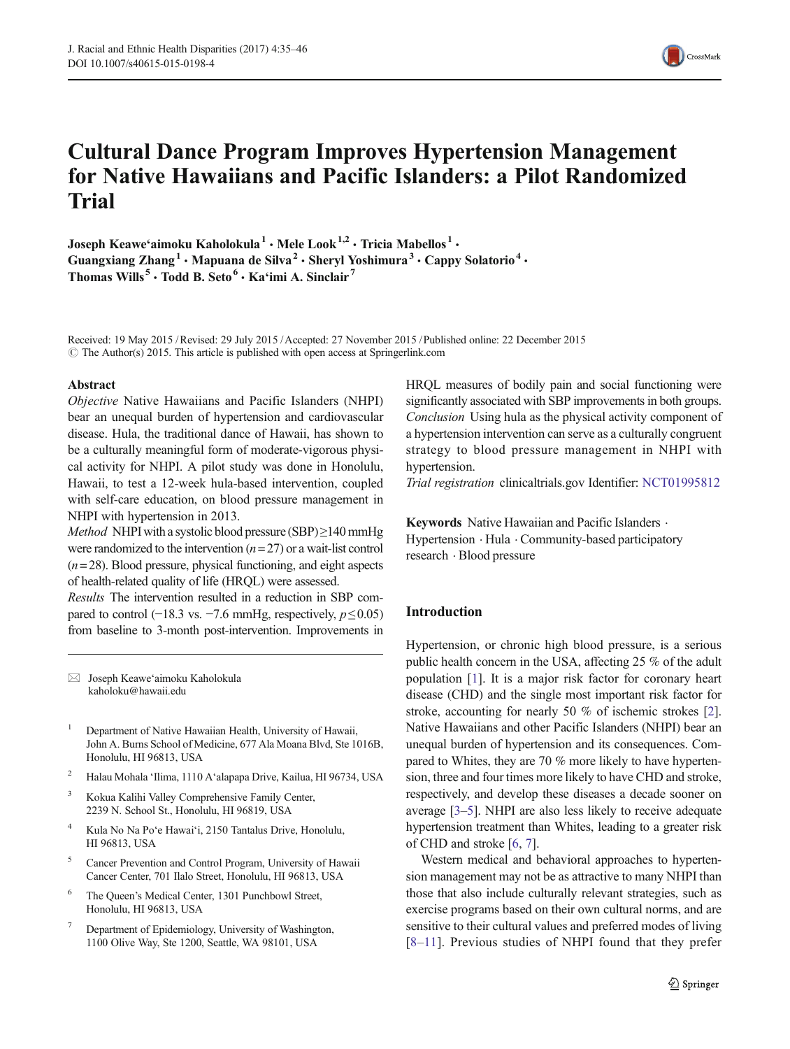# Cultural Dance Program Improves Hypertension Management for Native Hawaiians and Pacific Islanders: a Pilot Randomized Trial

**Joseph Keawe'aimoku Kaholokula[1] · Mele Look[1,2] · Tricia Mabellos[1] · Guangxiang Zhang[1] · Mapuana de Silva[2] · Sheryl Yoshimura[3] · Cappy Solatorio[4] · Thomas Wills[5] · Todd B. Seto[6] · Ka'imi A. Sinclair[7]**

Received: 19 May 2015 / Revised: 29 July 2015 / Accepted: 27 November 2015 / Published online: 22 December 2015
© The Author(s) 2015. This article is published with open access at Springerlink.com

## Abstract

*Objective* Native Hawaiians and Pacific Islanders (NHPI) bear an unequal burden of hypertension and cardiovascular disease. Hula, the traditional dance of Hawaii, has shown to be a culturally meaningful form of moderate-vigorous physical activity for NHPI. A pilot study was done in Honolulu, Hawaii, to test a 12-week hula-based intervention, coupled with self-care education, on blood pressure management in NHPI with hypertension in 2013.

*Method* NHPI with a systolic blood pressure (SBP) ≥140 mmHg were randomized to the intervention ($n = 27$) or a wait-list control ($n = 28$). Blood pressure, physical functioning, and eight aspects of health-related quality of life (HRQL) were assessed.

*Results* The intervention resulted in a reduction in SBP compared to control (−18.3 vs. −7.6 mmHg, respectively, $p \leq 0.05$) from baseline to 3-month post-intervention. Improvements in HRQL measures of bodily pain and social functioning were significantly associated with SBP improvements in both groups.

*Conclusion* Using hula as the physical activity component of a hypertension intervention can serve as a culturally congruent strategy to blood pressure management in NHPI with hypertension.

*Trial registration* clinicaltrials.gov Identifier: NCT01995812

**Keywords** Native Hawaiian and Pacific Islanders · Hypertension · Hula · Community-based participatory research · Blood pressure

✉ Joseph Keawe'aimoku Kaholokula
kaholoku@hawaii.edu

1. Department of Native Hawaiian Health, University of Hawaii, John A. Burns School of Medicine, 677 Ala Moana Blvd, Ste 1016B, Honolulu, HI 96813, USA
2. Halau Mohala 'Ilima, 1110 A'alapapa Drive, Kailua, HI 96734, USA
3. Kokua Kalihi Valley Comprehensive Family Center, 2239 N. School St., Honolulu, HI 96819, USA
4. Kula No Na Po'e Hawai'i, 2150 Tantalus Drive, Honolulu, HI 96813, USA
5. Cancer Prevention and Control Program, University of Hawaii Cancer Center, 701 Ilalo Street, Honolulu, HI 96813, USA
6. The Queen's Medical Center, 1301 Punchbowl Street, Honolulu, HI 96813, USA
7. Department of Epidemiology, University of Washington, 1100 Olive Way, Ste 1200, Seattle, WA 98101, USA

## Introduction

Hypertension, or chronic high blood pressure, is a serious public health concern in the USA, affecting 25 % of the adult population [1]. It is a major risk factor for coronary heart disease (CHD) and the single most important risk factor for stroke, accounting for nearly 50 % of ischemic strokes [2]. Native Hawaiians and other Pacific Islanders (NHPI) bear an unequal burden of hypertension and its consequences. Compared to Whites, they are 70 % more likely to have hypertension, three and four times more likely to have CHD and stroke, respectively, and develop these diseases a decade sooner on average [3–5]. NHPI are also less likely to receive adequate hypertension treatment than Whites, leading to a greater risk of CHD and stroke [6, 7].

Western medical and behavioral approaches to hypertension management may not be as attractive to many NHPI than those that also include culturally relevant strategies, such as exercise programs based on their own cultural norms, and are sensitive to their cultural values and preferred modes of living [8–11]. Previous studies of NHPI found that they prefer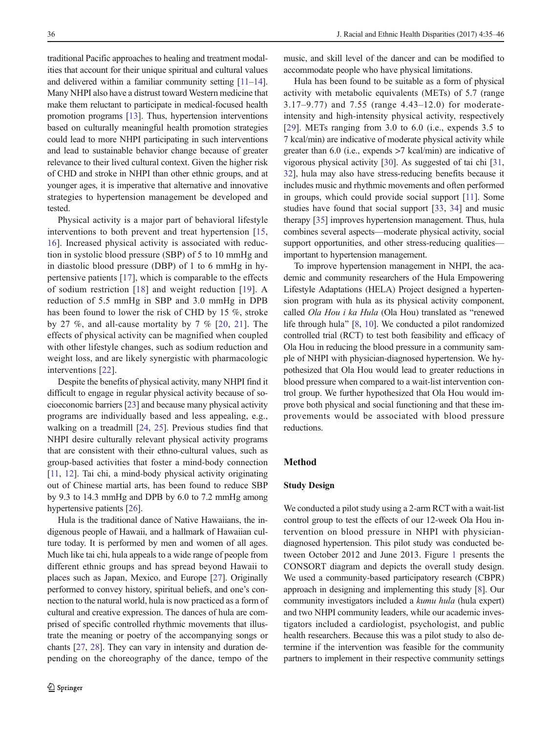traditional Pacific approaches to healing and treatment modalities that account for their unique spiritual and cultural values and delivered within a familiar community setting [11–14]. Many NHPI also have a distrust toward Western medicine that make them reluctant to participate in medical-focused health promotion programs [13]. Thus, hypertension interventions based on culturally meaningful health promotion strategies could lead to more NHPI participating in such interventions and lead to sustainable behavior change because of greater relevance to their lived cultural context. Given the higher risk of CHD and stroke in NHPI than other ethnic groups, and at younger ages, it is imperative that alternative and innovative strategies to hypertension management be developed and tested.

Physical activity is a major part of behavioral lifestyle interventions to both prevent and treat hypertension [15, 16]. Increased physical activity is associated with reduction in systolic blood pressure (SBP) of 5 to 10 mmHg and in diastolic blood pressure (DBP) of 1 to 6 mmHg in hypertensive patients [17], which is comparable to the effects of sodium restriction [18] and weight reduction [19]. A reduction of 5.5 mmHg in SBP and 3.0 mmHg in DPB has been found to lower the risk of CHD by 15 %, stroke by 27 %, and all-cause mortality by 7 % [20, 21]. The effects of physical activity can be magnified when coupled with other lifestyle changes, such as sodium reduction and weight loss, and are likely synergistic with pharmacologic interventions [22].

Despite the benefits of physical activity, many NHPI find it difficult to engage in regular physical activity because of socioeconomic barriers [23] and because many physical activity programs are individually based and less appealing, e.g., walking on a treadmill [24, 25]. Previous studies find that NHPI desire culturally relevant physical activity programs that are consistent with their ethno-cultural values, such as group-based activities that foster a mind-body connection [11, 12]. Tai chi, a mind-body physical activity originating out of Chinese martial arts, has been found to reduce SBP by 9.3 to 14.3 mmHg and DPB by 6.0 to 7.2 mmHg among hypertensive patients [26].

Hula is the traditional dance of Native Hawaiians, the indigenous people of Hawaii, and a hallmark of Hawaiian culture today. It is performed by men and women of all ages. Much like tai chi, hula appeals to a wide range of people from different ethnic groups and has spread beyond Hawaii to places such as Japan, Mexico, and Europe [27]. Originally performed to convey history, spiritual beliefs, and one's connection to the natural world, hula is now practiced as a form of cultural and creative expression. The dances of hula are comprised of specific controlled rhythmic movements that illustrate the meaning or poetry of the accompanying songs or chants [27, 28]. They can vary in intensity and duration depending on the choreography of the dance, tempo of the music, and skill level of the dancer and can be modified to accommodate people who have physical limitations.

Hula has been found to be suitable as a form of physical activity with metabolic equivalents (METs) of 5.7 (range 3.17–9.77) and 7.55 (range 4.43–12.0) for moderate-intensity and high-intensity physical activity, respectively [29]. METs ranging from 3.0 to 6.0 (i.e., expends 3.5 to 7 kcal/min) are indicative of moderate physical activity while greater than 6.0 (i.e., expends >7 kcal/min) are indicative of vigorous physical activity [30]. As suggested of tai chi [31, 32], hula may also have stress-reducing benefits because it includes music and rhythmic movements and often performed in groups, which could provide social support [11]. Some studies have found that social support [33, 34] and music therapy [35] improves hypertension management. Thus, hula combines several aspects—moderate physical activity, social support opportunities, and other stress-reducing qualities—important to hypertension management.

To improve hypertension management in NHPI, the academic and community researchers of the Hula Empowering Lifestyle Adaptations (HELA) Project designed a hypertension program with hula as its physical activity component, called *Ola Hou i ka Hula* (Ola Hou) translated as "renewed life through hula" [8, 10]. We conducted a pilot randomized controlled trial (RCT) to test both feasibility and efficacy of Ola Hou in reducing the blood pressure in a community sample of NHPI with physician-diagnosed hypertension. We hypothesized that Ola Hou would lead to greater reductions in blood pressure when compared to a wait-list intervention control group. We further hypothesized that Ola Hou would improve both physical and social functioning and that these improvements would be associated with blood pressure reductions.

## Method

### Study Design

We conducted a pilot study using a 2-arm RCT with a wait-list control group to test the effects of our 12-week Ola Hou intervention on blood pressure in NHPI with physician-diagnosed hypertension. This pilot study was conducted between October 2012 and June 2013. Figure 1 presents the CONSORT diagram and depicts the overall study design. We used a community-based participatory research (CBPR) approach in designing and implementing this study [8]. Our community investigators included a *kumu hula* (hula expert) and two NHPI community leaders, while our academic investigators included a cardiologist, psychologist, and public health researchers. Because this was a pilot study to also determine if the intervention was feasible for the community partners to implement in their respective community settings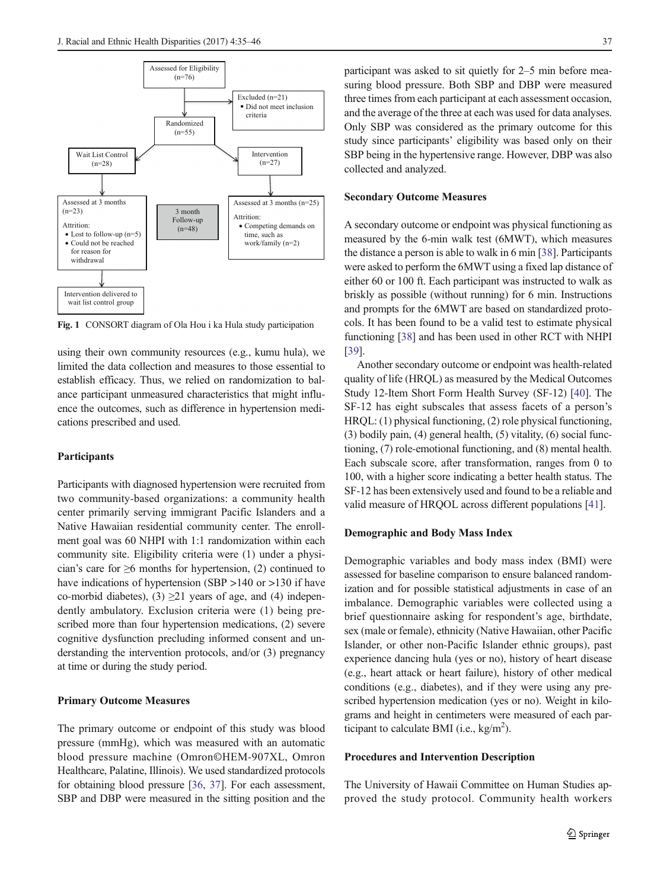Assessed for Eligibility (n=76)

Excluded (n=21)
- Did not meet inclusion criteria

Randomized (n=55)

Wait List Control (n=28)

Intervention (n=27)

Assessed at 3 months (n=23)

Attrition:
- Lost to follow-up (n=5)
- Could not be reached for reason for withdrawal

3 month Follow-up (n=48)

Assessed at 3 months (n=25)

Attrition:
- Competing demands on time, such as work/family (n=2)

Intervention delivered to wait list control group

**Fig. 1** CONSORT diagram of Ola Hou i ka Hula study participation

using their own community resources (e.g., kumu hula), we limited the data collection and measures to those essential to establish efficacy. Thus, we relied on randomization to balance participant unmeasured characteristics that might influence the outcomes, such as difference in hypertension medications prescribed and used.

### Participants

Participants with diagnosed hypertension were recruited from two community-based organizations: a community health center primarily serving immigrant Pacific Islanders and a Native Hawaiian residential community center. The enrollment goal was 60 NHPI with 1:1 randomization within each community site. Eligibility criteria were (1) under a physician's care for ≥6 months for hypertension, (2) continued to have indications of hypertension (SBP >140 or >130 if have co-morbid diabetes), (3) ≥21 years of age, and (4) independently ambulatory. Exclusion criteria were (1) being prescribed more than four hypertension medications, (2) severe cognitive dysfunction precluding informed consent and understanding the intervention protocols, and/or (3) pregnancy at time or during the study period.

### Primary Outcome Measures

The primary outcome or endpoint of this study was blood pressure (mmHg), which was measured with an automatic blood pressure machine (Omron©HEM-907XL, Omron Healthcare, Palatine, Illinois). We used standardized protocols for obtaining blood pressure [36, 37]. For each assessment, SBP and DBP were measured in the sitting position and the participant was asked to sit quietly for 2–5 min before measuring blood pressure. Both SBP and DBP were measured three times from each participant at each assessment occasion, and the average of the three at each was used for data analyses. Only SBP was considered as the primary outcome for this study since participants' eligibility was based only on their SBP being in the hypertensive range. However, DBP was also collected and analyzed.

### Secondary Outcome Measures

A secondary outcome or endpoint was physical functioning as measured by the 6-min walk test (6MWT), which measures the distance a person is able to walk in 6 min [38]. Participants were asked to perform the 6MWT using a fixed lap distance of either 60 or 100 ft. Each participant was instructed to walk as briskly as possible (without running) for 6 min. Instructions and prompts for the 6MWT are based on standardized protocols. It has been found to be a valid test to estimate physical functioning [38] and has been used in other RCT with NHPI [39].

Another secondary outcome or endpoint was health-related quality of life (HRQL) as measured by the Medical Outcomes Study 12-Item Short Form Health Survey (SF-12) [40]. The SF-12 has eight subscales that assess facets of a person's HRQL: (1) physical functioning, (2) role physical functioning, (3) bodily pain, (4) general health, (5) vitality, (6) social functioning, (7) role-emotional functioning, and (8) mental health. Each subscale score, after transformation, ranges from 0 to 100, with a higher score indicating a better health status. The SF-12 has been extensively used and found to be a reliable and valid measure of HRQOL across different populations [41].

### Demographic and Body Mass Index

Demographic variables and body mass index (BMI) were assessed for baseline comparison to ensure balanced randomization and for possible statistical adjustments in case of an imbalance. Demographic variables were collected using a brief questionnaire asking for respondent's age, birthdate, sex (male or female), ethnicity (Native Hawaiian, other Pacific Islander, or other non-Pacific Islander ethnic groups), past experience dancing hula (yes or no), history of heart disease (e.g., heart attack or heart failure), history of other medical conditions (e.g., diabetes), and if they were using any prescribed hypertension medication (yes or no). Weight in kilograms and height in centimeters were measured of each participant to calculate BMI (i.e., kg/m$^2$).

### Procedures and Intervention Description

The University of Hawaii Committee on Human Studies approved the study protocol. Community health workers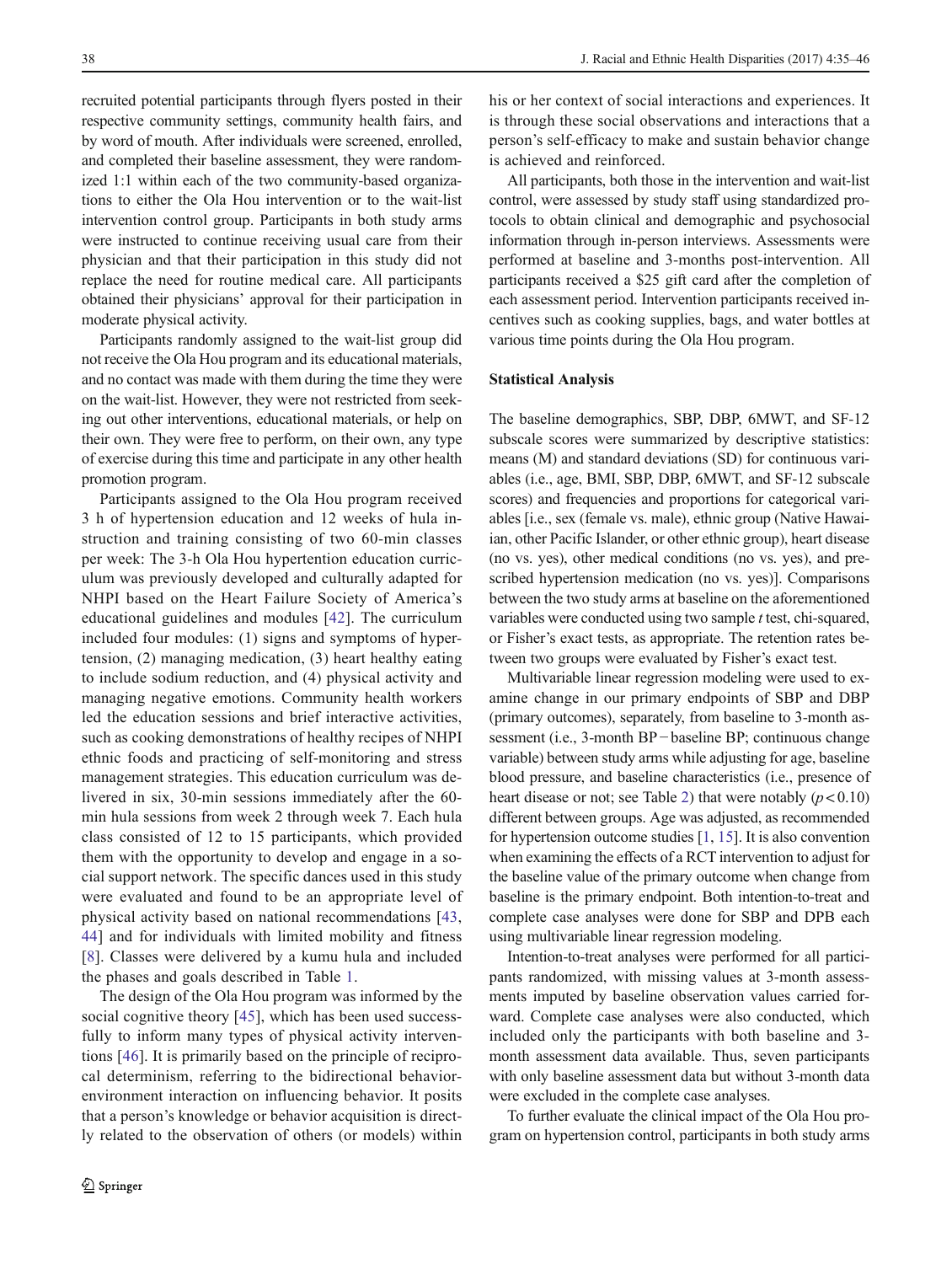recruited potential participants through flyers posted in their respective community settings, community health fairs, and by word of mouth. After individuals were screened, enrolled, and completed their baseline assessment, they were randomized 1:1 within each of the two community-based organizations to either the Ola Hou intervention or to the wait-list intervention control group. Participants in both study arms were instructed to continue receiving usual care from their physician and that their participation in this study did not replace the need for routine medical care. All participants obtained their physicians' approval for their participation in moderate physical activity.

Participants randomly assigned to the wait-list group did not receive the Ola Hou program and its educational materials, and no contact was made with them during the time they were on the wait-list. However, they were not restricted from seeking out other interventions, educational materials, or help on their own. They were free to perform, on their own, any type of exercise during this time and participate in any other health promotion program.

Participants assigned to the Ola Hou program received 3 h of hypertension education and 12 weeks of hula instruction and training consisting of two 60-min classes per week: The 3-h Ola Hou hypertention education curriculum was previously developed and culturally adapted for NHPI based on the Heart Failure Society of America's educational guidelines and modules [42]. The curriculum included four modules: (1) signs and symptoms of hypertension, (2) managing medication, (3) heart healthy eating to include sodium reduction, and (4) physical activity and managing negative emotions. Community health workers led the education sessions and brief interactive activities, such as cooking demonstrations of healthy recipes of NHPI ethnic foods and practicing of self-monitoring and stress management strategies. This education curriculum was delivered in six, 30-min sessions immediately after the 60-min hula sessions from week 2 through week 7. Each hula class consisted of 12 to 15 participants, which provided them with the opportunity to develop and engage in a social support network. The specific dances used in this study were evaluated and found to be an appropriate level of physical activity based on national recommendations [43, 44] and for individuals with limited mobility and fitness [8]. Classes were delivered by a kumu hula and included the phases and goals described in Table 1.

The design of the Ola Hou program was informed by the social cognitive theory [45], which has been used successfully to inform many types of physical activity interventions [46]. It is primarily based on the principle of reciprocal determinism, referring to the bidirectional behavior-environment interaction on influencing behavior. It posits that a person's knowledge or behavior acquisition is directly related to the observation of others (or models) within his or her context of social interactions and experiences. It is through these social observations and interactions that a person's self-efficacy to make and sustain behavior change is achieved and reinforced.

All participants, both those in the intervention and wait-list control, were assessed by study staff using standardized protocols to obtain clinical and demographic and psychosocial information through in-person interviews. Assessments were performed at baseline and 3-months post-intervention. All participants received a $25 gift card after the completion of each assessment period. Intervention participants received incentives such as cooking supplies, bags, and water bottles at various time points during the Ola Hou program.

### Statistical Analysis

The baseline demographics, SBP, DBP, 6MWT, and SF-12 subscale scores were summarized by descriptive statistics: means (M) and standard deviations (SD) for continuous variables (i.e., age, BMI, SBP, DBP, 6MWT, and SF-12 subscale scores) and frequencies and proportions for categorical variables [i.e., sex (female vs. male), ethnic group (Native Hawaiian, other Pacific Islander, or other ethnic group), heart disease (no vs. yes), other medical conditions (no vs. yes), and prescribed hypertension medication (no vs. yes)]. Comparisons between the two study arms at baseline on the aforementioned variables were conducted using two sample *t* test, chi-squared, or Fisher's exact tests, as appropriate. The retention rates between two groups were evaluated by Fisher's exact test.

Multivariable linear regression modeling were used to examine change in our primary endpoints of SBP and DBP (primary outcomes), separately, from baseline to 3-month assessment (i.e., 3-month BP − baseline BP; continuous change variable) between study arms while adjusting for age, baseline blood pressure, and baseline characteristics (i.e., presence of heart disease or not; see Table 2) that were notably ($p < 0.10$) different between groups. Age was adjusted, as recommended for hypertension outcome studies [1, 15]. It is also convention when examining the effects of a RCT intervention to adjust for the baseline value of the primary outcome when change from baseline is the primary endpoint. Both intention-to-treat and complete case analyses were done for SBP and DPB each using multivariable linear regression modeling.

Intention-to-treat analyses were performed for all participants randomized, with missing values at 3-month assessments imputed by baseline observation values carried forward. Complete case analyses were also conducted, which included only the participants with both baseline and 3-month assessment data available. Thus, seven participants with only baseline assessment data but without 3-month data were excluded in the complete case analyses.

To further evaluate the clinical impact of the Ola Hou program on hypertension control, participants in both study arms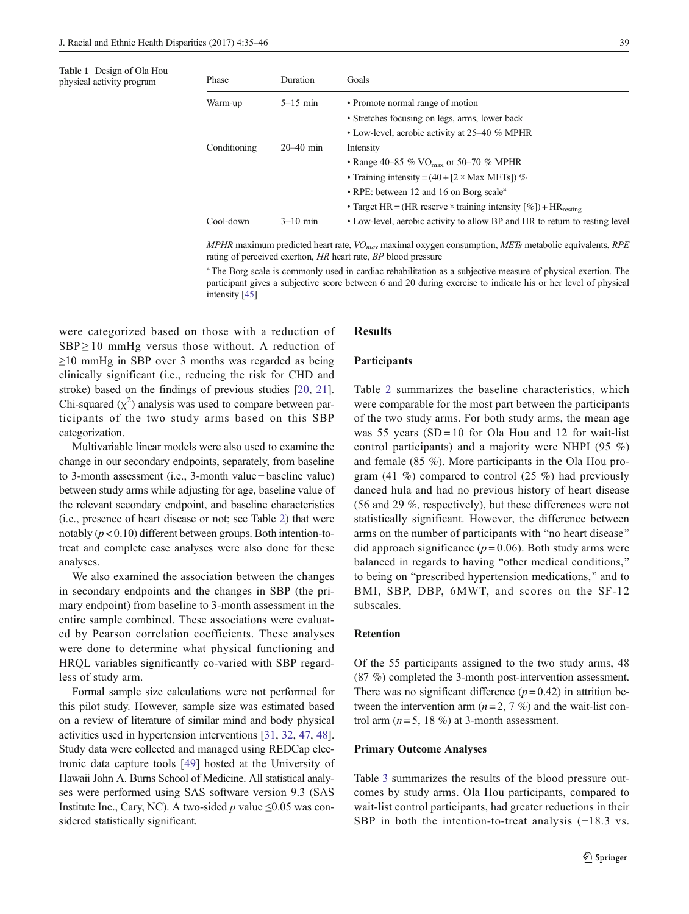**Table 1** Design of Ola Hou physical activity program

| Phase | Duration | Goals |
|---|---|---|
| Warm-up | 5–15 min | • Promote normal range of motion |
| | | • Stretches focusing on legs, arms, lower back |
| | | • Low-level, aerobic activity at 25–40 % MPHR |
| Conditioning | 20–40 min | Intensity |
| | | • Range 40–85 % $VO_{max}$ or 50–70 % MPHR |
| | | • Training intensity = (40 + [2 × Max METs]) % |
| | | • RPE: between 12 and 16 on Borg scale[a] |
| | | • Target HR = (HR reserve × training intensity [%]) + $HR_{resting}$ |
| Cool-down | 3–10 min | • Low-level, aerobic activity to allow BP and HR to return to resting level |

*MPHR* maximum predicted heart rate, *$VO_{max}$* maximal oxygen consumption, *METs* metabolic equivalents, *RPE* rating of perceived exertion, *HR* heart rate, *BP* blood pressure

[a] The Borg scale is commonly used in cardiac rehabilitation as a subjective measure of physical exertion. The participant gives a subjective score between 6 and 20 during exercise to indicate his or her level of physical intensity [45]

were categorized based on those with a reduction of SBP ≥ 10 mmHg versus those without. A reduction of ≥10 mmHg in SBP over 3 months was regarded as being clinically significant (i.e., reducing the risk for CHD and stroke) based on the findings of previous studies [20, 21]. Chi-squared ($\chi^2$) analysis was used to compare between participants of the two study arms based on this SBP categorization.

Multivariable linear models were also used to examine the change in our secondary endpoints, separately, from baseline to 3-month assessment (i.e., 3-month value − baseline value) between study arms while adjusting for age, baseline value of the relevant secondary endpoint, and baseline characteristics (i.e., presence of heart disease or not; see Table 2) that were notably ($p < 0.10$) different between groups. Both intention-to-treat and complete case analyses were also done for these analyses.

We also examined the association between the changes in secondary endpoints and the changes in SBP (the primary endpoint) from baseline to 3-month assessment in the entire sample combined. These associations were evaluated by Pearson correlation coefficients. These analyses were done to determine what physical functioning and HRQL variables significantly co-varied with SBP regardless of study arm.

Formal sample size calculations were not performed for this pilot study. However, sample size was estimated based on a review of literature of similar mind and body physical activities used in hypertension interventions [31, 32, 47, 48]. Study data were collected and managed using REDCap electronic data capture tools [49] hosted at the University of Hawaii John A. Burns School of Medicine. All statistical analyses were performed using SAS software version 9.3 (SAS Institute Inc., Cary, NC). A two-sided $p$ value ≤0.05 was considered statistically significant.

## Results

### Participants

Table 2 summarizes the baseline characteristics, which were comparable for the most part between the participants of the two study arms. For both study arms, the mean age was 55 years (SD = 10 for Ola Hou and 12 for wait-list control participants) and a majority were NHPI (95 %) and female (85 %). More participants in the Ola Hou program (41 %) compared to control (25 %) had previously danced hula and had no previous history of heart disease (56 and 29 %, respectively), but these differences were not statistically significant. However, the difference between arms on the number of participants with "no heart disease" did approach significance ($p = 0.06$). Both study arms were balanced in regards to having "other medical conditions," to being on "prescribed hypertension medications," and to BMI, SBP, DBP, 6MWT, and scores on the SF-12 subscales.

### Retention

Of the 55 participants assigned to the two study arms, 48 (87 %) completed the 3-month post-intervention assessment. There was no significant difference ($p = 0.42$) in attrition between the intervention arm ($n = 2$, 7 %) and the wait-list control arm ($n = 5$, 18 %) at 3-month assessment.

### Primary Outcome Analyses

Table 3 summarizes the results of the blood pressure outcomes by study arms. Ola Hou participants, compared to wait-list control participants, had greater reductions in their SBP in both the intention-to-treat analysis (−18.3 vs.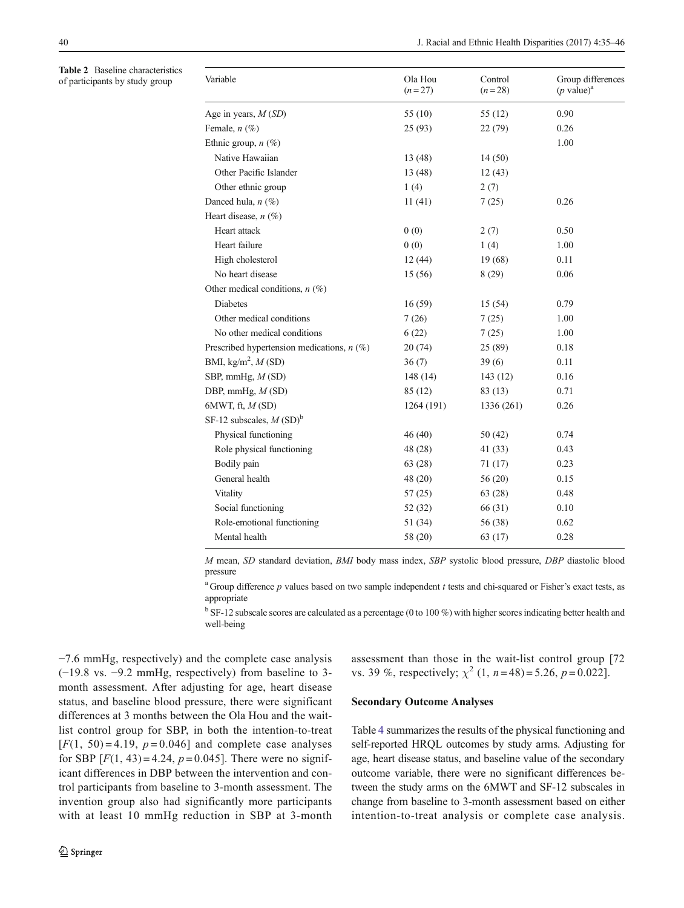**Table 2** Baseline characteristics of participants by study group

| Variable | Ola Hou ($n = 27$) | Control ($n = 28$) | Group differences ($p$ value)[a] |
|---|---|---|---|
| Age in years, *M* (*SD*) | 55 (10) | 55 (12) | 0.90 |
| Female, *n* (%) | 25 (93) | 22 (79) | 0.26 |
| Ethnic group, *n* (%) | | | 1.00 |
| Native Hawaiian | 13 (48) | 14 (50) | |
| Other Pacific Islander | 13 (48) | 12 (43) | |
| Other ethnic group | 1 (4) | 2 (7) | |
| Danced hula, *n* (%) | 11 (41) | 7 (25) | 0.26 |
| Heart disease, *n* (%) | | | |
| Heart attack | 0 (0) | 2 (7) | 0.50 |
| Heart failure | 0 (0) | 1 (4) | 1.00 |
| High cholesterol | 12 (44) | 19 (68) | 0.11 |
| No heart disease | 15 (56) | 8 (29) | 0.06 |
| Other medical conditions, *n* (%) | | | |
| Diabetes | 16 (59) | 15 (54) | 0.79 |
| Other medical conditions | 7 (26) | 7 (25) | 1.00 |
| No other medical conditions | 6 (22) | 7 (25) | 1.00 |
| Prescribed hypertension medications, *n* (%) | 20 (74) | 25 (89) | 0.18 |
| BMI, kg/m$^2$, *M* (SD) | 36 (7) | 39 (6) | 0.11 |
| SBP, mmHg, *M* (SD) | 148 (14) | 143 (12) | 0.16 |
| DBP, mmHg, *M* (SD) | 85 (12) | 83 (13) | 0.71 |
| 6MWT, ft, *M* (SD) | 1264 (191) | 1336 (261) | 0.26 |
| SF-12 subscales, *M* (SD)[b] | | | |
| Physical functioning | 46 (40) | 50 (42) | 0.74 |
| Role physical functioning | 48 (28) | 41 (33) | 0.43 |
| Bodily pain | 63 (28) | 71 (17) | 0.23 |
| General health | 48 (20) | 56 (20) | 0.15 |
| Vitality | 57 (25) | 63 (28) | 0.48 |
| Social functioning | 52 (32) | 66 (31) | 0.10 |
| Role-emotional functioning | 51 (34) | 56 (38) | 0.62 |
| Mental health | 58 (20) | 63 (17) | 0.28 |

*M* mean, *SD* standard deviation, *BMI* body mass index, *SBP* systolic blood pressure, *DBP* diastolic blood pressure

[a] Group difference $p$ values based on two sample independent $t$ tests and chi-squared or Fisher's exact tests, as appropriate

[b] SF-12 subscale scores are calculated as a percentage (0 to 100 %) with higher scores indicating better health and well-being

−7.6 mmHg, respectively) and the complete case analysis (−19.8 vs. −9.2 mmHg, respectively) from baseline to 3-month assessment. After adjusting for age, heart disease status, and baseline blood pressure, there were significant differences at 3 months between the Ola Hou and the wait-list control group for SBP, in both the intention-to-treat [$F(1, 50) = 4.19$, $p = 0.046$] and complete case analyses for SBP [$F(1, 43) = 4.24$, $p = 0.045$]. There were no significant differences in DBP between the intervention and control participants from baseline to 3-month assessment. The invention group also had significantly more participants with at least 10 mmHg reduction in SBP at 3-month assessment than those in the wait-list control group [72 vs. 39 %, respectively; $\chi^2$ (1, $n = 48$) = 5.26, $p = 0.022$].

### Secondary Outcome Analyses

Table 4 summarizes the results of the physical functioning and self-reported HRQL outcomes by study arms. Adjusting for age, heart disease status, and baseline value of the secondary outcome variable, there were no significant differences between the study arms on the 6MWT and SF-12 subscales in change from baseline to 3-month assessment based on either intention-to-treat analysis or complete case analysis.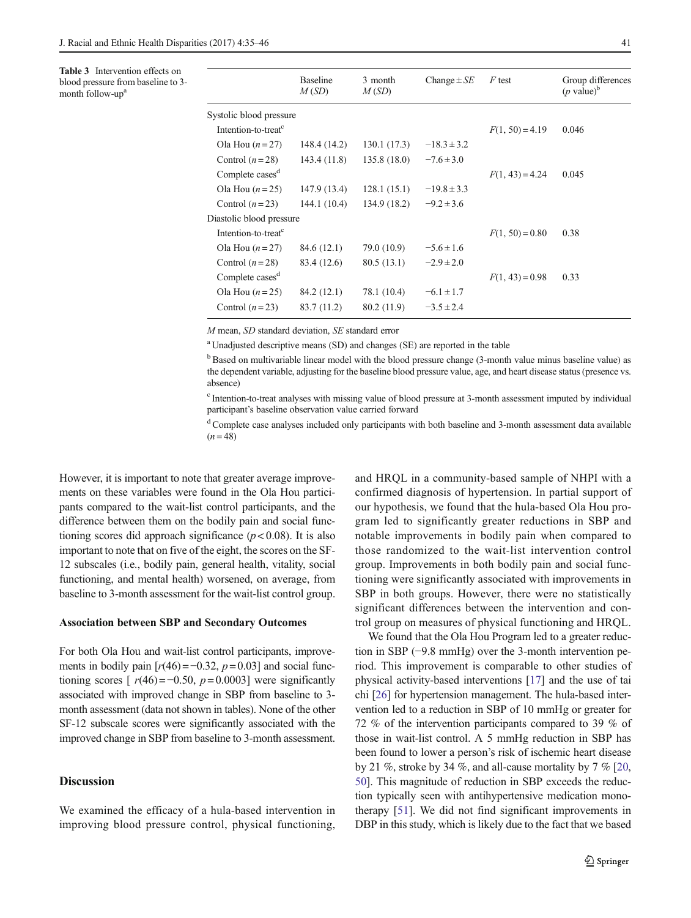**Table 3** Intervention effects on blood pressure from baseline to 3-month follow-up[a]

| | Baseline $M$ ($SD$) | 3 month $M$ ($SD$) | Change ± $SE$ | $F$ test | Group differences ($p$ value)[b] |
|---|---|---|---|---|---|
| Systolic blood pressure | | | | | |
| Intention-to-treat[c] | | | | $F(1, 50) = 4.19$ | 0.046 |
| Ola Hou ($n = 27$) | 148.4 (14.2) | 130.1 (17.3) | −18.3 ± 3.2 | | |
| Control ($n = 28$) | 143.4 (11.8) | 135.8 (18.0) | −7.6 ± 3.0 | | |
| Complete cases[d] | | | | $F(1, 43) = 4.24$ | 0.045 |
| Ola Hou ($n = 25$) | 147.9 (13.4) | 128.1 (15.1) | −19.8 ± 3.3 | | |
| Control ($n = 23$) | 144.1 (10.4) | 134.9 (18.2) | −9.2 ± 3.6 | | |
| Diastolic blood pressure | | | | | |
| Intention-to-treat[c] | | | | $F(1, 50) = 0.80$ | 0.38 |
| Ola Hou ($n = 27$) | 84.6 (12.1) | 79.0 (10.9) | −5.6 ± 1.6 | | |
| Control ($n = 28$) | 83.4 (12.6) | 80.5 (13.1) | −2.9 ± 2.0 | | |
| Complete cases[d] | | | | $F(1, 43) = 0.98$ | 0.33 |
| Ola Hou ($n = 25$) | 84.2 (12.1) | 78.1 (10.4) | −6.1 ± 1.7 | | |
| Control ($n = 23$) | 83.7 (11.2) | 80.2 (11.9) | −3.5 ± 2.4 | | |

*M* mean, *SD* standard deviation, *SE* standard error

[a] Unadjusted descriptive means (SD) and changes (SE) are reported in the table

[b] Based on multivariable linear model with the blood pressure change (3-month value minus baseline value) as the dependent variable, adjusting for the baseline blood pressure value, age, and heart disease status (presence vs. absence)

[c] Intention-to-treat analyses with missing value of blood pressure at 3-month assessment imputed by individual participant's baseline observation value carried forward

[d] Complete case analyses included only participants with both baseline and 3-month assessment data available ($n = 48$)

However, it is important to note that greater average improvements on these variables were found in the Ola Hou participants compared to the wait-list control participants, and the difference between them on the bodily pain and social functioning scores did approach significance ($p < 0.08$). It is also important to note that on five of the eight, the scores on the SF-12 subscales (i.e., bodily pain, general health, vitality, social functioning, and mental health) worsened, on average, from baseline to 3-month assessment for the wait-list control group.

### Association between SBP and Secondary Outcomes

For both Ola Hou and wait-list control participants, improvements in bodily pain [$r(46) = -0.32$, $p = 0.03$] and social functioning scores [ $r(46) = -0.50$, $p = 0.0003$] were significantly associated with improved change in SBP from baseline to 3-month assessment (data not shown in tables). None of the other SF-12 subscale scores were significantly associated with the improved change in SBP from baseline to 3-month assessment.

## Discussion

We examined the efficacy of a hula-based intervention in improving blood pressure control, physical functioning, and HRQL in a community-based sample of NHPI with a confirmed diagnosis of hypertension. In partial support of our hypothesis, we found that the hula-based Ola Hou program led to significantly greater reductions in SBP and notable improvements in bodily pain when compared to those randomized to the wait-list intervention control group. Improvements in both bodily pain and social functioning were significantly associated with improvements in SBP in both groups. However, there were no statistically significant differences between the intervention and control group on measures of physical functioning and HRQL.

We found that the Ola Hou Program led to a greater reduction in SBP (−9.8 mmHg) over the 3-month intervention period. This improvement is comparable to other studies of physical activity-based interventions [17] and the use of tai chi [26] for hypertension management. The hula-based intervention led to a reduction in SBP of 10 mmHg or greater for 72 % of the intervention participants compared to 39 % of those in wait-list control. A 5 mmHg reduction in SBP has been found to lower a person's risk of ischemic heart disease by 21 %, stroke by 34 %, and all-cause mortality by 7 % [20, 50]. This magnitude of reduction in SBP exceeds the reduction typically seen with antihypertensive medication monotherapy [51]. We did not find significant improvements in DBP in this study, which is likely due to the fact that we based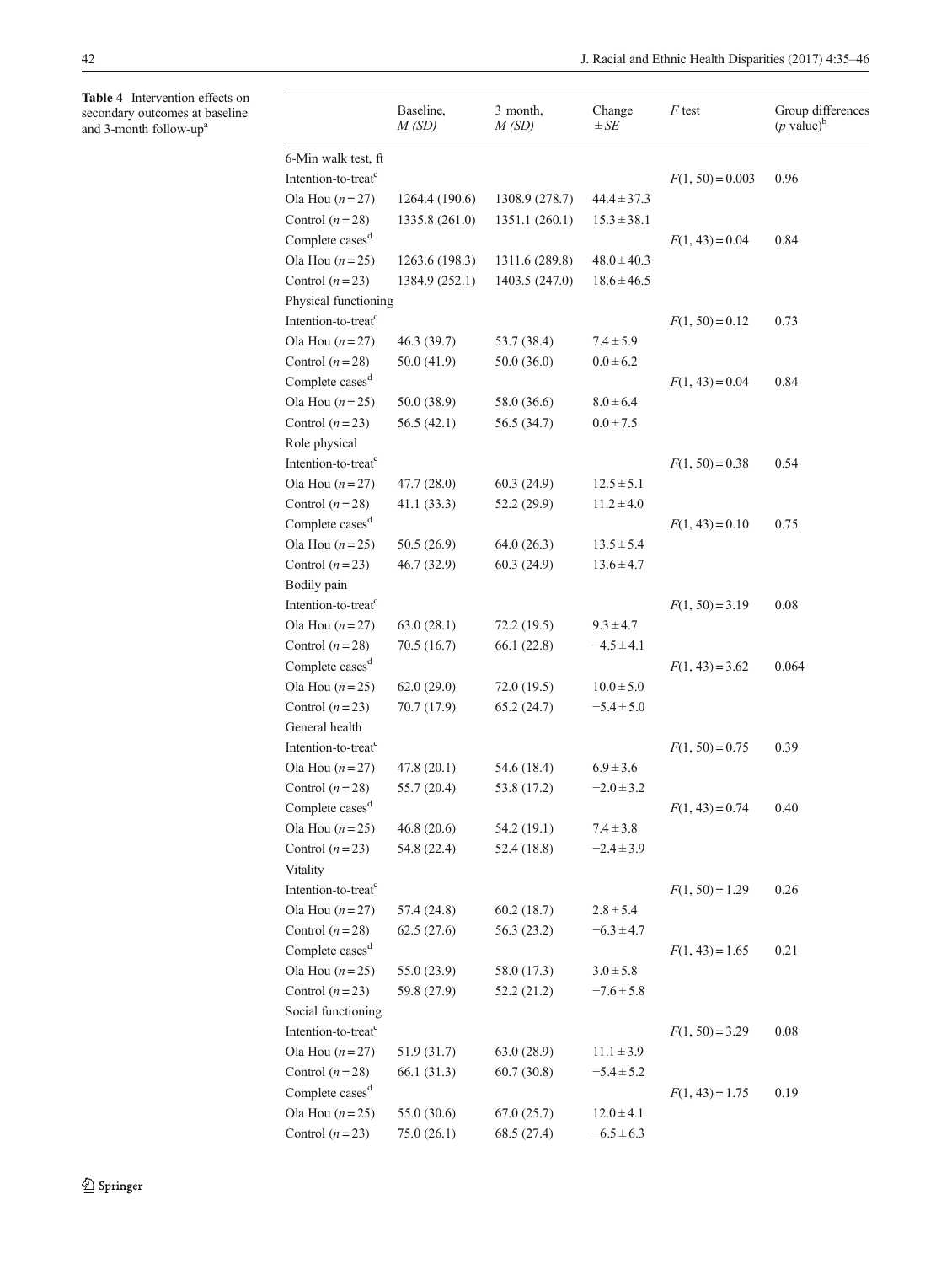**Table 4** Intervention effects on secondary outcomes at baseline and 3-month follow-up[a]

| | Baseline, $M$ ($SD$) | 3 month, $M$ ($SD$) | Change $\pm SE$ | $F$ test | Group differences ($p$ value)[b] |
|---|---|---|---|---|---|
| 6-Min walk test, ft | | | | | |
| Intention-to-treat[c] | | | | $F(1, 50) = 0.003$ | 0.96 |
| Ola Hou ($n = 27$) | 1264.4 (190.6) | 1308.9 (278.7) | $44.4 \pm 37.3$ | | |
| Control ($n = 28$) | 1335.8 (261.0) | 1351.1 (260.1) | $15.3 \pm 38.1$ | | |
| Complete cases[d] | | | | $F(1, 43) = 0.04$ | 0.84 |
| Ola Hou ($n = 25$) | 1263.6 (198.3) | 1311.6 (289.8) | $48.0 \pm 40.3$ | | |
| Control ($n = 23$) | 1384.9 (252.1) | 1403.5 (247.0) | $18.6 \pm 46.5$ | | |
| Physical functioning | | | | | |
| Intention-to-treat[c] | | | | $F(1, 50) = 0.12$ | 0.73 |
| Ola Hou ($n = 27$) | 46.3 (39.7) | 53.7 (38.4) | $7.4 \pm 5.9$ | | |
| Control ($n = 28$) | 50.0 (41.9) | 50.0 (36.0) | $0.0 \pm 6.2$ | | |
| Complete cases[d] | | | | $F(1, 43) = 0.04$ | 0.84 |
| Ola Hou ($n = 25$) | 50.0 (38.9) | 58.0 (36.6) | $8.0 \pm 6.4$ | | |
| Control ($n = 23$) | 56.5 (42.1) | 56.5 (34.7) | $0.0 \pm 7.5$ | | |
| Role physical | | | | | |
| Intention-to-treat[c] | | | | $F(1, 50) = 0.38$ | 0.54 |
| Ola Hou ($n = 27$) | 47.7 (28.0) | 60.3 (24.9) | $12.5 \pm 5.1$ | | |
| Control ($n = 28$) | 41.1 (33.3) | 52.2 (29.9) | $11.2 \pm 4.0$ | | |
| Complete cases[d] | | | | $F(1, 43) = 0.10$ | 0.75 |
| Ola Hou ($n = 25$) | 50.5 (26.9) | 64.0 (26.3) | $13.5 \pm 5.4$ | | |
| Control ($n = 23$) | 46.7 (32.9) | 60.3 (24.9) | $13.6 \pm 4.7$ | | |
| Bodily pain | | | | | |
| Intention-to-treat[c] | | | | $F(1, 50) = 3.19$ | 0.08 |
| Ola Hou ($n = 27$) | 63.0 (28.1) | 72.2 (19.5) | $9.3 \pm 4.7$ | | |
| Control ($n = 28$) | 70.5 (16.7) | 66.1 (22.8) | $-4.5 \pm 4.1$ | | |
| Complete cases[d] | | | | $F(1, 43) = 3.62$ | 0.064 |
| Ola Hou ($n = 25$) | 62.0 (29.0) | 72.0 (19.5) | $10.0 \pm 5.0$ | | |
| Control ($n = 23$) | 70.7 (17.9) | 65.2 (24.7) | $-5.4 \pm 5.0$ | | |
| General health | | | | | |
| Intention-to-treat[c] | | | | $F(1, 50) = 0.75$ | 0.39 |
| Ola Hou ($n = 27$) | 47.8 (20.1) | 54.6 (18.4) | $6.9 \pm 3.6$ | | |
| Control ($n = 28$) | 55.7 (20.4) | 53.8 (17.2) | $-2.0 \pm 3.2$ | | |
| Complete cases[d] | | | | $F(1, 43) = 0.74$ | 0.40 |
| Ola Hou ($n = 25$) | 46.8 (20.6) | 54.2 (19.1) | $7.4 \pm 3.8$ | | |
| Control ($n = 23$) | 54.8 (22.4) | 52.4 (18.8) | $-2.4 \pm 3.9$ | | |
| Vitality | | | | | |
| Intention-to-treat[c] | | | | $F(1, 50) = 1.29$ | 0.26 |
| Ola Hou ($n = 27$) | 57.4 (24.8) | 60.2 (18.7) | $2.8 \pm 5.4$ | | |
| Control ($n = 28$) | 62.5 (27.6) | 56.3 (23.2) | $-6.3 \pm 4.7$ | | |
| Complete cases[d] | | | | $F(1, 43) = 1.65$ | 0.21 |
| Ola Hou ($n = 25$) | 55.0 (23.9) | 58.0 (17.3) | $3.0 \pm 5.8$ | | |
| Control ($n = 23$) | 59.8 (27.9) | 52.2 (21.2) | $-7.6 \pm 5.8$ | | |
| Social functioning | | | | | |
| Intention-to-treat[c] | | | | $F(1, 50) = 3.29$ | 0.08 |
| Ola Hou ($n = 27$) | 51.9 (31.7) | 63.0 (28.9) | $11.1 \pm 3.9$ | | |
| Control ($n = 28$) | 66.1 (31.3) | 60.7 (30.8) | $-5.4 \pm 5.2$ | | |
| Complete cases[d] | | | | $F(1, 43) = 1.75$ | 0.19 |
| Ola Hou ($n = 25$) | 55.0 (30.6) | 67.0 (25.7) | $12.0 \pm 4.1$ | | |
| Control ($n = 23$) | 75.0 (26.1) | 68.5 (27.4) | $-6.5 \pm 6.3$ | | |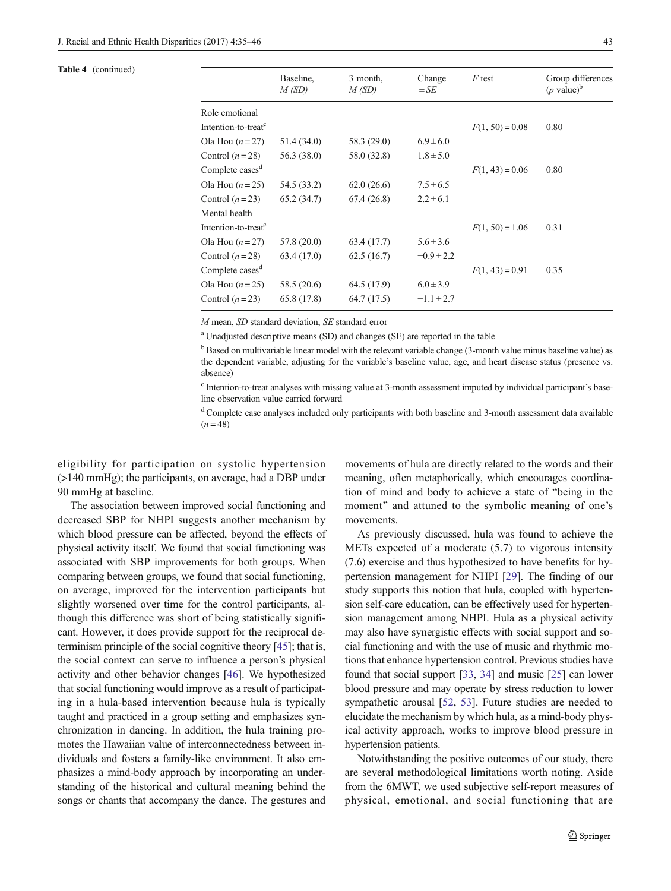**Table 4** (continued)

| | Baseline, *M (SD)* | 3 month, *M (SD)* | Change $\pm SE$ | *F* test | Group differences (*p* value)[b] |
|---|---|---|---|---|---|
| Role emotional | | | | | |
| Intention-to-treat[c] | | | | $F(1, 50) = 0.08$ | 0.80 |
| Ola Hou ($n = 27$) | 51.4 (34.0) | 58.3 (29.0) | $6.9 \pm 6.0$ | | |
| Control ($n = 28$) | 56.3 (38.0) | 58.0 (32.8) | $1.8 \pm 5.0$ | | |
| Complete cases[d] | | | | $F(1, 43) = 0.06$ | 0.80 |
| Ola Hou ($n = 25$) | 54.5 (33.2) | 62.0 (26.6) | $7.5 \pm 6.5$ | | |
| Control ($n = 23$) | 65.2 (34.7) | 67.4 (26.8) | $2.2 \pm 6.1$ | | |
| Mental health | | | | | |
| Intention-to-treat[c] | | | | $F(1, 50) = 1.06$ | 0.31 |
| Ola Hou ($n = 27$) | 57.8 (20.0) | 63.4 (17.7) | $5.6 \pm 3.6$ | | |
| Control ($n = 28$) | 63.4 (17.0) | 62.5 (16.7) | $-0.9 \pm 2.2$ | | |
| Complete cases[d] | | | | $F(1, 43) = 0.91$ | 0.35 |
| Ola Hou ($n = 25$) | 58.5 (20.6) | 64.5 (17.9) | $6.0 \pm 3.9$ | | |
| Control ($n = 23$) | 65.8 (17.8) | 64.7 (17.5) | $-1.1 \pm 2.7$ | | |

*M* mean, *SD* standard deviation, *SE* standard error

[a] Unadjusted descriptive means (SD) and changes (SE) are reported in the table

[b] Based on multivariable linear model with the relevant variable change (3-month value minus baseline value) as the dependent variable, adjusting for the variable's baseline value, age, and heart disease status (presence vs. absence)

[c] Intention-to-treat analyses with missing value at 3-month assessment imputed by individual participant's baseline observation value carried forward

[d] Complete case analyses included only participants with both baseline and 3-month assessment data available ($n = 48$)

eligibility for participation on systolic hypertension (>140 mmHg); the participants, on average, had a DBP under 90 mmHg at baseline.

The association between improved social functioning and decreased SBP for NHPI suggests another mechanism by which blood pressure can be affected, beyond the effects of physical activity itself. We found that social functioning was associated with SBP improvements for both groups. When comparing between groups, we found that social functioning, on average, improved for the intervention participants but slightly worsened over time for the control participants, although this difference was short of being statistically significant. However, it does provide support for the reciprocal determinism principle of the social cognitive theory [45]; that is, the social context can serve to influence a person's physical activity and other behavior changes [46]. We hypothesized that social functioning would improve as a result of participating in a hula-based intervention because hula is typically taught and practiced in a group setting and emphasizes synchronization in dancing. In addition, the hula training promotes the Hawaiian value of interconnectedness between individuals and fosters a family-like environment. It also emphasizes a mind-body approach by incorporating an understanding of the historical and cultural meaning behind the songs or chants that accompany the dance. The gestures and movements of hula are directly related to the words and their meaning, often metaphorically, which encourages coordination of mind and body to achieve a state of "being in the moment" and attuned to the symbolic meaning of one's movements.

As previously discussed, hula was found to achieve the METs expected of a moderate (5.7) to vigorous intensity (7.6) exercise and thus hypothesized to have benefits for hypertension management for NHPI [29]. The finding of our study supports this notion that hula, coupled with hypertension self-care education, can be effectively used for hypertension management among NHPI. Hula as a physical activity may also have synergistic effects with social support and social functioning and with the use of music and rhythmic motions that enhance hypertension control. Previous studies have found that social support [33, 34] and music [25] can lower blood pressure and may operate by stress reduction to lower sympathetic arousal [52, 53]. Future studies are needed to elucidate the mechanism by which hula, as a mind-body physical activity approach, works to improve blood pressure in hypertension patients.

Notwithstanding the positive outcomes of our study, there are several methodological limitations worth noting. Aside from the 6MWT, we used subjective self-report measures of physical, emotional, and social functioning that are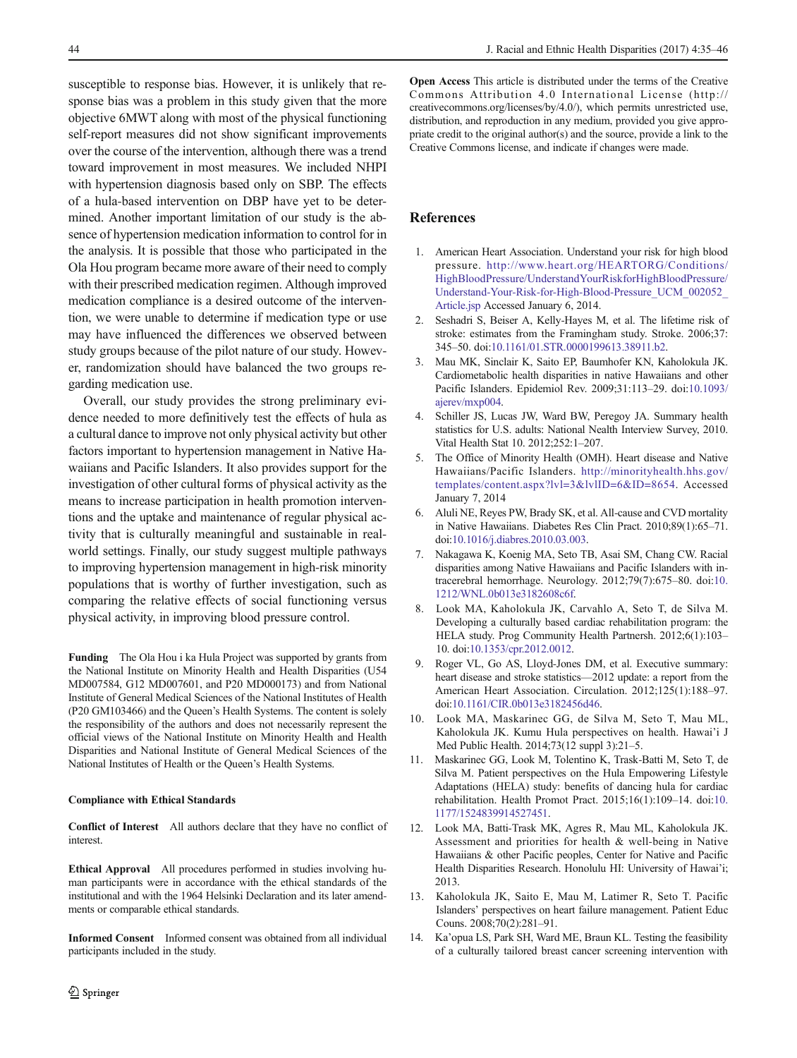susceptible to response bias. However, it is unlikely that response bias was a problem in this study given that the more objective 6MWT along with most of the physical functioning self-report measures did not show significant improvements over the course of the intervention, although there was a trend toward improvement in most measures. We included NHPI with hypertension diagnosis based only on SBP. The effects of a hula-based intervention on DBP have yet to be determined. Another important limitation of our study is the absence of hypertension medication information to control for in the analysis. It is possible that those who participated in the Ola Hou program became more aware of their need to comply with their prescribed medication regimen. Although improved medication compliance is a desired outcome of the intervention, we were unable to determine if medication type or use may have influenced the differences we observed between study groups because of the pilot nature of our study. However, randomization should have balanced the two groups regarding medication use.

Overall, our study provides the strong preliminary evidence needed to more definitively test the effects of hula as a cultural dance to improve not only physical activity but other factors important to hypertension management in Native Hawaiians and Pacific Islanders. It also provides support for the investigation of other cultural forms of physical activity as the means to increase participation in health promotion interventions and the uptake and maintenance of regular physical activity that is culturally meaningful and sustainable in real-world settings. Finally, our study suggest multiple pathways to improving hypertension management in high-risk minority populations that is worthy of further investigation, such as comparing the relative effects of social functioning versus physical activity, in improving blood pressure control.

**Funding** The Ola Hou i ka Hula Project was supported by grants from the National Institute on Minority Health and Health Disparities (U54 MD007584, G12 MD007601, and P20 MD000173) and from National Institute of General Medical Sciences of the National Institutes of Health (P20 GM103466) and the Queen's Health Systems. The content is solely the responsibility of the authors and does not necessarily represent the official views of the National Institute on Minority Health and Health Disparities and National Institute of General Medical Sciences of the National Institutes of Health or the Queen's Health Systems.

**Compliance with Ethical Standards**

**Conflict of Interest** All authors declare that they have no conflict of interest.

**Ethical Approval** All procedures performed in studies involving human participants were in accordance with the ethical standards of the institutional and with the 1964 Helsinki Declaration and its later amendments or comparable ethical standards.

**Informed Consent** Informed consent was obtained from all individual participants included in the study.

**Open Access** This article is distributed under the terms of the Creative Commons Attribution 4.0 International License (http://creativecommons.org/licenses/by/4.0/), which permits unrestricted use, distribution, and reproduction in any medium, provided you give appropriate credit to the original author(s) and the source, provide a link to the Creative Commons license, and indicate if changes were made.

## References

1. American Heart Association. Understand your risk for high blood pressure. http://www.heart.org/HEARTORG/Conditions/HighBloodPressure/UnderstandYourRiskforHighBloodPressure/Understand-Your-Risk-for-High-Blood-Pressure_UCM_002052_Article.jsp Accessed January 6, 2014.
2. Seshadri S, Beiser A, Kelly-Hayes M, et al. The lifetime risk of stroke: estimates from the Framingham study. Stroke. 2006;37:345–50. doi:10.1161/01.STR.0000199613.38911.b2.
3. Mau MK, Sinclair K, Saito EP, Baumhofer KN, Kaholokula JK. Cardiometabolic health disparities in native Hawaiians and other Pacific Islanders. Epidemiol Rev. 2009;31:113–29. doi:10.1093/ajerev/mxp004.
4. Schiller JS, Lucas JW, Ward BW, Peregoy JA. Summary health statistics for U.S. adults: National Nealth Interview Survey, 2010. Vital Health Stat 10. 2012;252:1–207.
5. The Office of Minority Health (OMH). Heart disease and Native Hawaiians/Pacific Islanders. http://minorityhealth.hhs.gov/templates/content.aspx?lvl=3&lvlID=6&ID=8654. Accessed January 7, 2014
6. Aluli NE, Reyes PW, Brady SK, et al. All-cause and CVD mortality in Native Hawaiians. Diabetes Res Clin Pract. 2010;89(1):65–71. doi:10.1016/j.diabres.2010.03.003.
7. Nakagawa K, Koenig MA, Seto TB, Asai SM, Chang CW. Racial disparities among Native Hawaiians and Pacific Islanders with intracerebral hemorrhage. Neurology. 2012;79(7):675–80. doi:10.1212/WNL.0b013e3182608c6f.
8. Look MA, Kaholokula JK, Carvahlo A, Seto T, de Silva M. Developing a culturally based cardiac rehabilitation program: the HELA study. Prog Community Health Partnersh. 2012;6(1):103–10. doi:10.1353/cpr.2012.0012.
9. Roger VL, Go AS, Lloyd-Jones DM, et al. Executive summary: heart disease and stroke statistics—2012 update: a report from the American Heart Association. Circulation. 2012;125(1):188–97. doi:10.1161/CIR.0b013e3182456d46.
10. Look MA, Maskarinec GG, de Silva M, Seto T, Mau ML, Kaholokula JK. Kumu Hula perspectives on health. Hawai'i J Med Public Health. 2014;73(12 suppl 3):21–5.
11. Maskarinec GG, Look M, Tolentino K, Trask-Batti M, Seto T, de Silva M. Patient perspectives on the Hula Empowering Lifestyle Adaptations (HELA) study: benefits of dancing hula for cardiac rehabilitation. Health Promot Pract. 2015;16(1):109–14. doi:10.1177/1524839914527451.
12. Look MA, Batti-Trask MK, Agres R, Mau ML, Kaholokula JK. Assessment and priorities for health & well-being in Native Hawaiians & other Pacific peoples, Center for Native and Pacific Health Disparities Research. Honolulu HI: University of Hawai'i; 2013.
13. Kaholokula JK, Saito E, Mau M, Latimer R, Seto T. Pacific Islanders' perspectives on heart failure management. Patient Educ Couns. 2008;70(2):281–91.
14. Ka'opua LS, Park SH, Ward ME, Braun KL. Testing the feasibility of a culturally tailored breast cancer screening intervention with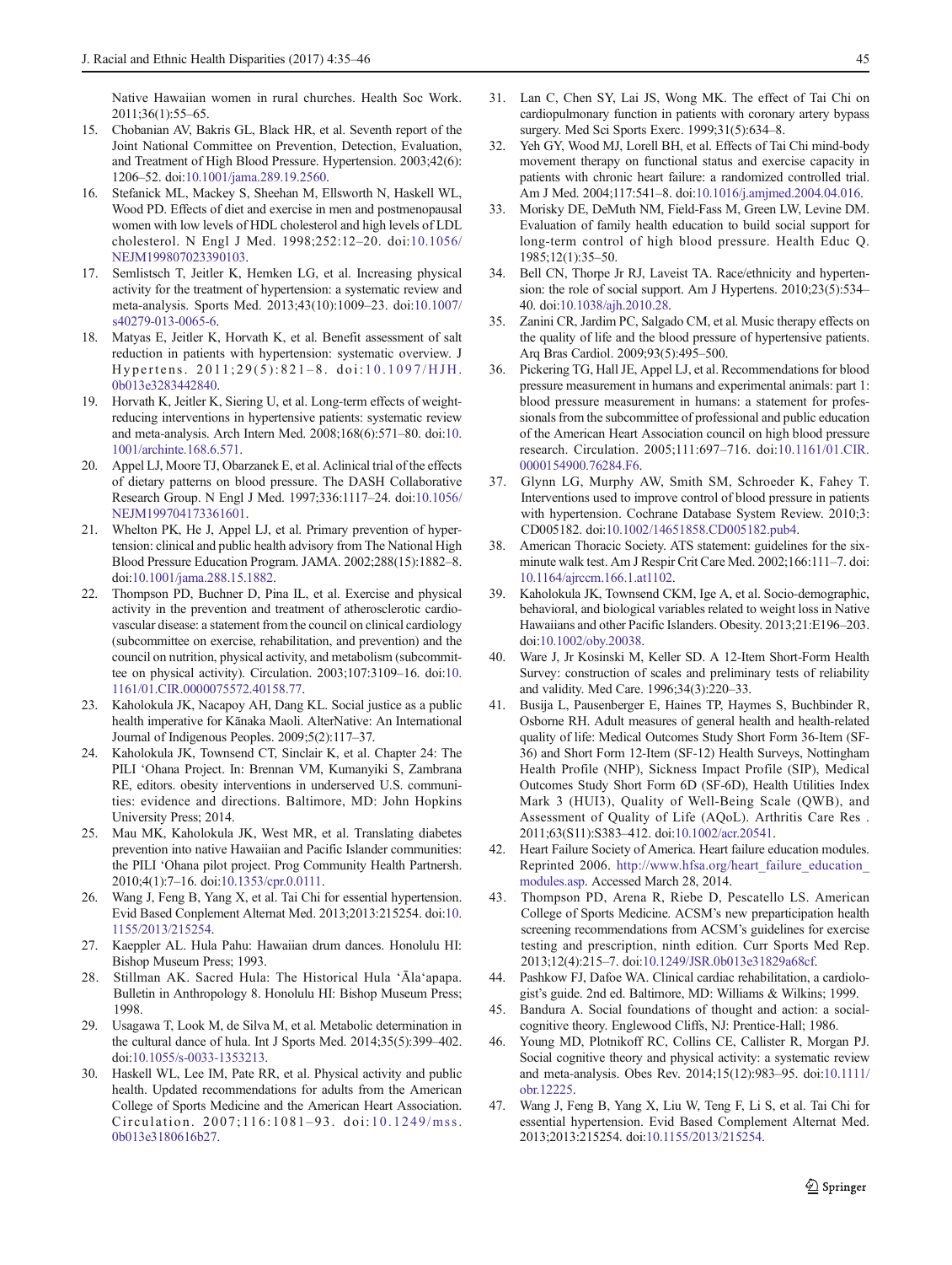Native Hawaiian women in rural churches. Health Soc Work. 2011;36(1):55–65.

15. Chobanian AV, Bakris GL, Black HR, et al. Seventh report of the Joint National Committee on Prevention, Detection, Evaluation, and Treatment of High Blood Pressure. Hypertension. 2003;42(6): 1206–52. doi:10.1001/jama.289.19.2560.
16. Stefanick ML, Mackey S, Sheehan M, Ellsworth N, Haskell WL, Wood PD. Effects of diet and exercise in men and postmenopausal women with low levels of HDL cholesterol and high levels of LDL cholesterol. N Engl J Med. 1998;252:12–20. doi:10.1056/NEJM199807023390103.
17. Semlistsch T, Jeitler K, Hemken LG, et al. Increasing physical activity for the treatment of hypertension: a systematic review and meta-analysis. Sports Med. 2013;43(10):1009–23. doi:10.1007/s40279-013-0065-6.
18. Matyas E, Jeitler K, Horvath K, et al. Benefit assessment of salt reduction in patients with hypertension: systematic overview. J Hypertens. 2011;29(5):821–8. doi:10.1097/HJH.0b013e3283442840.
19. Horvath K, Jeitler K, Siering U, et al. Long-term effects of weight-reducing interventions in hypertensive patients: systematic review and meta-analysis. Arch Intern Med. 2008;168(6):571–80. doi:10.1001/archinte.168.6.571.
20. Appel LJ, Moore TJ, Obarzanek E, et al. Aclinical trial of the effects of dietary patterns on blood pressure. The DASH Collaborative Research Group. N Engl J Med. 1997;336:1117–24. doi:10.1056/NEJM199704173361601.
21. Whelton PK, He J, Appel LJ, et al. Primary prevention of hypertension: clinical and public health advisory from The National High Blood Pressure Education Program. JAMA. 2002;288(15):1882–8. doi:10.1001/jama.288.15.1882.
22. Thompson PD, Buchner D, Pina IL, et al. Exercise and physical activity in the prevention and treatment of atherosclerotic cardiovascular disease: a statement from the council on clinical cardiology (subcommittee on exercise, rehabilitation, and prevention) and the council on nutrition, physical activity, and metabolism (subcommittee on physical activity). Circulation. 2003;107:3109–16. doi:10.1161/01.CIR.0000075572.40158.77.
23. Kaholokula JK, Nacapoy AH, Dang KL. Social justice as a public health imperative for Kānaka Maoli. AlterNative: An International Journal of Indigenous Peoples. 2009;5(2):117–37.
24. Kaholokula JK, Townsend CT, Sinclair K, et al. Chapter 24: The PILI ʻOhana Project. In: Brennan VM, Kumanyiki S, Zambrana RE, editors. obesity interventions in underserved U.S. communities: evidence and directions. Baltimore, MD: John Hopkins University Press; 2014.
25. Mau MK, Kaholokula JK, West MR, et al. Translating diabetes prevention into native Hawaiian and Pacific Islander communities: the PILI ʻOhana pilot project. Prog Community Health Partnersh. 2010;4(1):7–16. doi:10.1353/cpr.0.0111.
26. Wang J, Feng B, Yang X, et al. Tai Chi for essential hypertension. Evid Based Conplement Alternat Med. 2013;2013:215254. doi:10.1155/2013/215254.
27. Kaeppler AL. Hula Pahu: Hawaiian drum dances. Honolulu HI: Bishop Museum Press; 1993.
28. Stillman AK. Sacred Hula: The Historical Hula ʻĀlaʻapapa. Bulletin in Anthropology 8. Honolulu HI: Bishop Museum Press; 1998.
29. Usagawa T, Look M, de Silva M, et al. Metabolic determination in the cultural dance of hula. Int J Sports Med. 2014;35(5):399–402. doi:10.1055/s-0033-1353213.
30. Haskell WL, Lee IM, Pate RR, et al. Physical activity and public health. Updated recommendations for adults from the American College of Sports Medicine and the American Heart Association. Circulation. 2007;116:1081–93. doi:10.1249/mss.0b013e3180616b27.
31. Lan C, Chen SY, Lai JS, Wong MK. The effect of Tai Chi on cardiopulmonary function in patients with coronary artery bypass surgery. Med Sci Sports Exerc. 1999;31(5):634–8.
32. Yeh GY, Wood MJ, Lorell BH, et al. Effects of Tai Chi mind-body movement therapy on functional status and exercise capacity in patients with chronic heart failure: a randomized controlled trial. Am J Med. 2004;117:541–8. doi:10.1016/j.amjmed.2004.04.016.
33. Morisky DE, DeMuth NM, Field-Fass M, Green LW, Levine DM. Evaluation of family health education to build social support for long-term control of high blood pressure. Health Educ Q. 1985;12(1):35–50.
34. Bell CN, Thorpe Jr RJ, Laveist TA. Race/ethnicity and hypertension: the role of social support. Am J Hypertens. 2010;23(5):534–40. doi:10.1038/ajh.2010.28.
35. Zanini CR, Jardim PC, Salgado CM, et al. Music therapy effects on the quality of life and the blood pressure of hypertensive patients. Arq Bras Cardiol. 2009;93(5):495–500.
36. Pickering TG, Hall JE, Appel LJ, et al. Recommendations for blood pressure measurement in humans and experimental animals: part 1: blood pressure measurement in humans: a statement for professionals from the subcommittee of professional and public education of the American Heart Association council on high blood pressure research. Circulation. 2005;111:697–716. doi:10.1161/01.CIR.0000154900.76284.F6.
37. Glynn LG, Murphy AW, Smith SM, Schroeder K, Fahey T. Interventions used to improve control of blood pressure in patients with hypertension. Cochrane Database System Review. 2010;3: CD005182. doi:10.1002/14651858.CD005182.pub4.
38. American Thoracic Society. ATS statement: guidelines for the six-minute walk test. Am J Respir Crit Care Med. 2002;166:111–7. doi:10.1164/ajrccm.166.1.at1102.
39. Kaholokula JK, Townsend CKM, Ige A, et al. Socio-demographic, behavioral, and biological variables related to weight loss in Native Hawaiians and other Pacific Islanders. Obesity. 2013;21:E196–203. doi:10.1002/oby.20038.
40. Ware J, Jr Kosinski M, Keller SD. A 12-Item Short-Form Health Survey: construction of scales and preliminary tests of reliability and validity. Med Care. 1996;34(3):220–33.
41. Busija L, Pausenberger E, Haines TP, Haymes S, Buchbinder R, Osborne RH. Adult measures of general health and health-related quality of life: Medical Outcomes Study Short Form 36-Item (SF-36) and Short Form 12-Item (SF-12) Health Surveys, Nottingham Health Profile (NHP), Sickness Impact Profile (SIP), Medical Outcomes Study Short Form 6D (SF-6D), Health Utilities Index Mark 3 (HUI3), Quality of Well-Being Scale (QWB), and Assessment of Quality of Life (AQoL). Arthritis Care Res . 2011;63(S11):S383–412. doi:10.1002/acr.20541.
42. Heart Failure Society of America. Heart failure education modules. Reprinted 2006. http://www.hfsa.org/heart_failure_education_modules.asp. Accessed March 28, 2014.
43. Thompson PD, Arena R, Riebe D, Pescatello LS. American College of Sports Medicine. ACSM's new preparticipation health screening recommendations from ACSM's guidelines for exercise testing and prescription, ninth edition. Curr Sports Med Rep. 2013;12(4):215–7. doi:10.1249/JSR.0b013e31829a68cf.
44. Pashkow FJ, Dafoe WA. Clinical cardiac rehabilitation, a cardiologist's guide. 2nd ed. Baltimore, MD: Williams & Wilkins; 1999.
45. Bandura A. Social foundations of thought and action: a social-cognitive theory. Englewood Cliffs, NJ: Prentice-Hall; 1986.
46. Young MD, Plotnikoff RC, Collins CE, Callister R, Morgan PJ. Social cognitive theory and physical activity: a systematic review and meta-analysis. Obes Rev. 2014;15(12):983–95. doi:10.1111/obr.12225.
47. Wang J, Feng B, Yang X, Liu W, Teng F, Li S, et al. Tai Chi for essential hypertension. Evid Based Complement Alternat Med. 2013;2013:215254. doi:10.1155/2013/215254.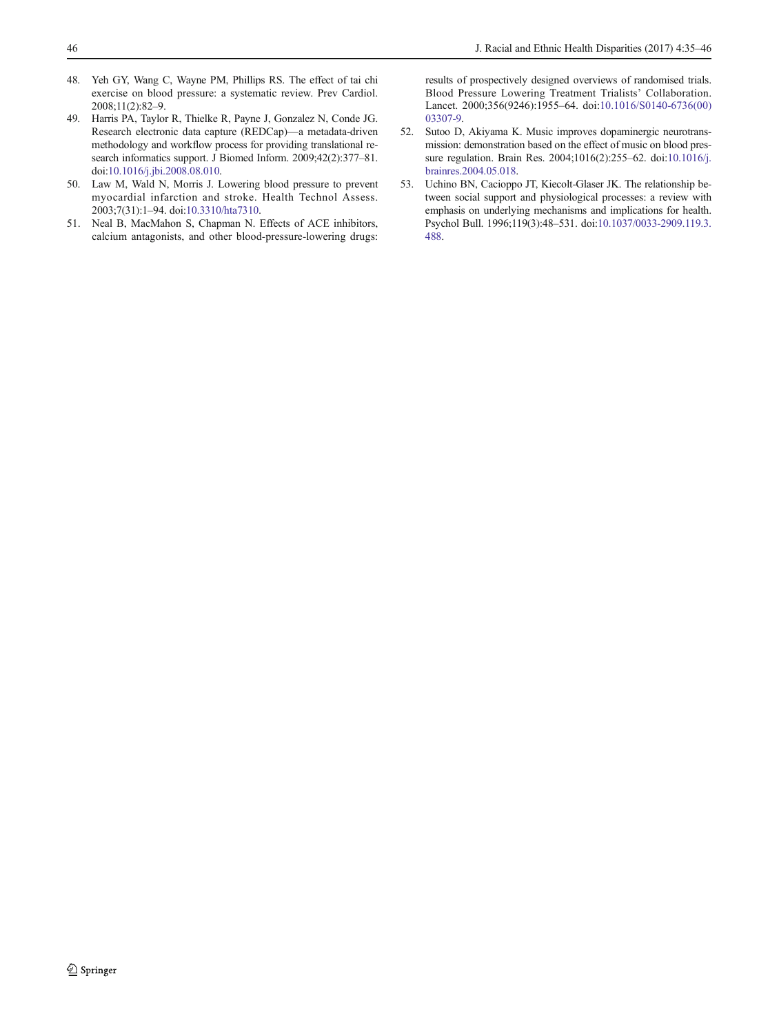48. Yeh GY, Wang C, Wayne PM, Phillips RS. The effect of tai chi exercise on blood pressure: a systematic review. Prev Cardiol. 2008;11(2):82–9.
49. Harris PA, Taylor R, Thielke R, Payne J, Gonzalez N, Conde JG. Research electronic data capture (REDCap)—a metadata-driven methodology and workflow process for providing translational research informatics support. J Biomed Inform. 2009;42(2):377–81. doi:10.1016/j.jbi.2008.08.010.
50. Law M, Wald N, Morris J. Lowering blood pressure to prevent myocardial infarction and stroke. Health Technol Assess. 2003;7(31):1–94. doi:10.3310/hta7310.
51. Neal B, MacMahon S, Chapman N. Effects of ACE inhibitors, calcium antagonists, and other blood-pressure-lowering drugs: results of prospectively designed overviews of randomised trials. Blood Pressure Lowering Treatment Trialists' Collaboration. Lancet. 2000;356(9246):1955–64. doi:10.1016/S0140-6736(00)03307-9.
52. Sutoo D, Akiyama K. Music improves dopaminergic neurotransmission: demonstration based on the effect of music on blood pressure regulation. Brain Res. 2004;1016(2):255–62. doi:10.1016/j.brainres.2004.05.018.
53. Uchino BN, Cacioppo JT, Kiecolt-Glaser JK. The relationship between social support and physiological processes: a review with emphasis on underlying mechanisms and implications for health. Psychol Bull. 1996;119(3):48–531. doi:10.1037/0033-2909.119.3.488.